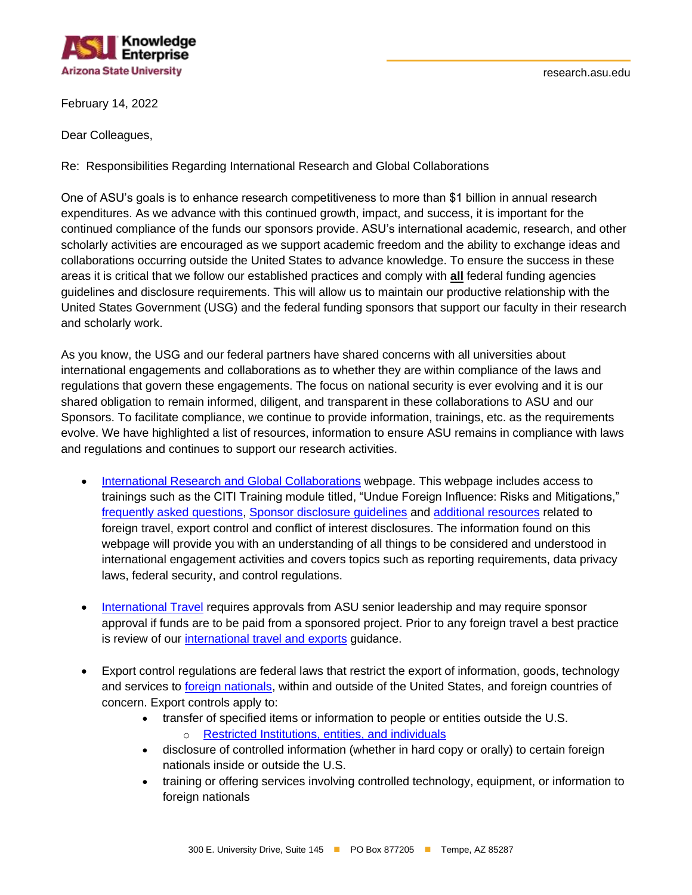ASU Knowledge Enterprise
Arizona State University

research.asu.edu

February 14, 2022

Dear Colleagues,

Re: Responsibilities Regarding International Research and Global Collaborations

One of ASU's goals is to enhance research competitiveness to more than $1 billion in annual research expenditures. As we advance with this continued growth, impact, and success, it is important for the continued compliance of the funds our sponsors provide. ASU's international academic, research, and other scholarly activities are encouraged as we support academic freedom and the ability to exchange ideas and collaborations occurring outside the United States to advance knowledge. To ensure the success in these areas it is critical that we follow our established practices and comply with **all** federal funding agencies guidelines and disclosure requirements. This will allow us to maintain our productive relationship with the United States Government (USG) and the federal funding sponsors that support our faculty in their research and scholarly work.

As you know, the USG and our federal partners have shared concerns with all universities about international engagements and collaborations as to whether they are within compliance of the laws and regulations that govern these engagements. The focus on national security is ever evolving and it is our shared obligation to remain informed, diligent, and transparent in these collaborations to ASU and our Sponsors. To facilitate compliance, we continue to provide information, trainings, etc. as the requirements evolve. We have highlighted a list of resources, information to ensure ASU remains in compliance with laws and regulations and continues to support our research activities.

- International Research and Global Collaborations webpage. This webpage includes access to trainings such as the CITI Training module titled, "Undue Foreign Influence: Risks and Mitigations," frequently asked questions, Sponsor disclosure guidelines and additional resources related to foreign travel, export control and conflict of interest disclosures. The information found on this webpage will provide you with an understanding of all things to be considered and understood in international engagement activities and covers topics such as reporting requirements, data privacy laws, federal security, and control regulations.

- International Travel requires approvals from ASU senior leadership and may require sponsor approval if funds are to be paid from a sponsored project. Prior to any foreign travel a best practice is review of our international travel and exports guidance.

- Export control regulations are federal laws that restrict the export of information, goods, technology and services to foreign nationals, within and outside of the United States, and foreign countries of concern. Export controls apply to:
  - transfer of specified items or information to people or entities outside the U.S.
    - Restricted Institutions, entities, and individuals
  - disclosure of controlled information (whether in hard copy or orally) to certain foreign nationals inside or outside the U.S.
  - training or offering services involving controlled technology, equipment, or information to foreign nationals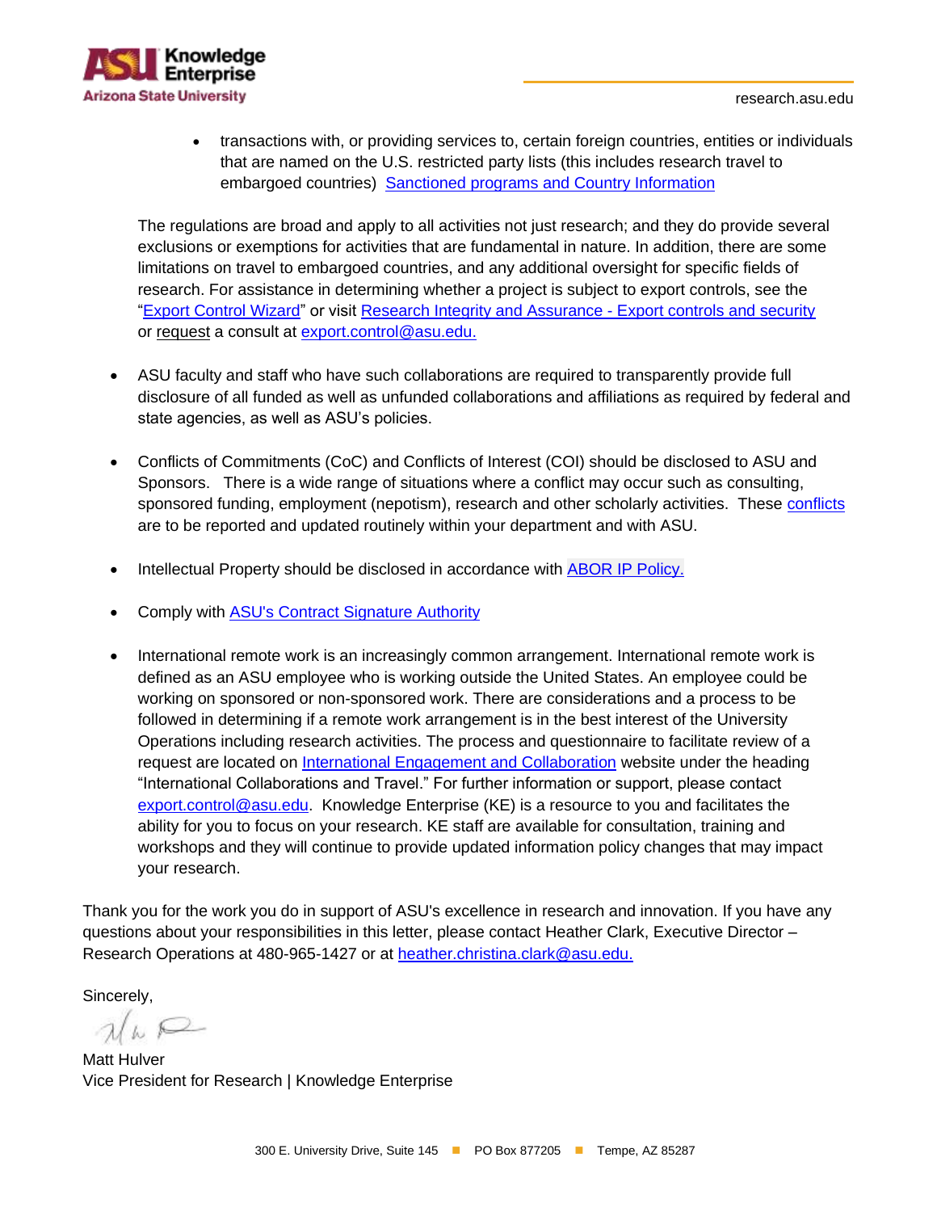- transactions with, or providing services to, certain foreign countries, entities or individuals that are named on the U.S. restricted party lists (this includes research travel to embargoed countries) Sanctioned programs and Country Information

The regulations are broad and apply to all activities not just research; and they do provide several exclusions or exemptions for activities that are fundamental in nature. In addition, there are some limitations on travel to embargoed countries, and any additional oversight for specific fields of research. For assistance in determining whether a project is subject to export controls, see the "Export Control Wizard" or visit Research Integrity and Assurance - Export controls and security or request a consult at export.control@asu.edu.

- ASU faculty and staff who have such collaborations are required to transparently provide full disclosure of all funded as well as unfunded collaborations and affiliations as required by federal and state agencies, as well as ASU's policies.

- Conflicts of Commitments (CoC) and Conflicts of Interest (COI) should be disclosed to ASU and Sponsors. There is a wide range of situations where a conflict may occur such as consulting, sponsored funding, employment (nepotism), research and other scholarly activities. These conflicts are to be reported and updated routinely within your department and with ASU.

- Intellectual Property should be disclosed in accordance with ABOR IP Policy.

- Comply with ASU's Contract Signature Authority

- International remote work is an increasingly common arrangement. International remote work is defined as an ASU employee who is working outside the United States. An employee could be working on sponsored or non-sponsored work. There are considerations and a process to be followed in determining if a remote work arrangement is in the best interest of the University Operations including research activities. The process and questionnaire to facilitate review of a request are located on International Engagement and Collaboration website under the heading "International Collaborations and Travel." For further information or support, please contact export.control@asu.edu. Knowledge Enterprise (KE) is a resource to you and facilitates the ability for you to focus on your research. KE staff are available for consultation, training and workshops and they will continue to provide updated information policy changes that may impact your research.

Thank you for the work you do in support of ASU's excellence in research and innovation. If you have any questions about your responsibilities in this letter, please contact Heather Clark, Executive Director – Research Operations at 480-965-1427 or at heather.christina.clark@asu.edu.

Sincerely,

Matt Hulver
Vice President for Research | Knowledge Enterprise